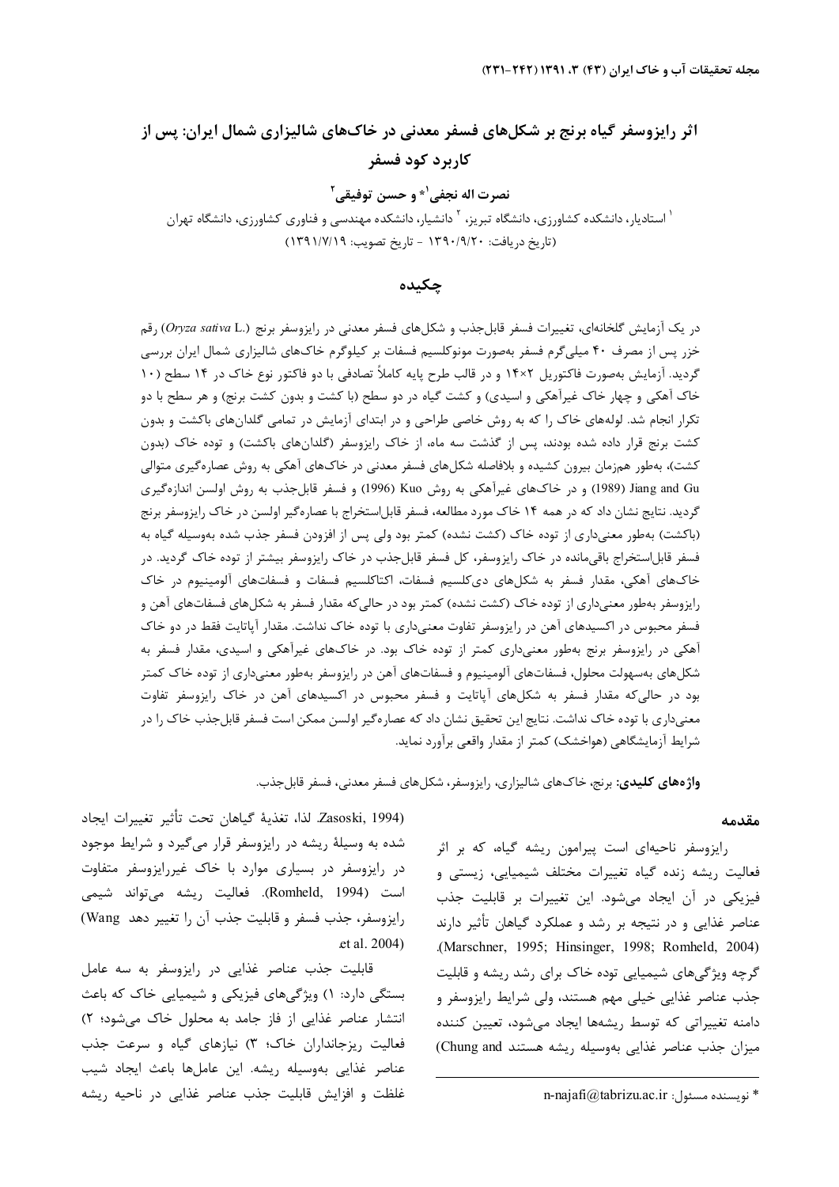# اثر رایزوسفر گیاه برنج بر شکل‌های فسفر معدنی در خاک‌های شالیزاری شمال ایران: پس از کاربرد کود فسفر

**نصرت اله نجفی[1]* و حسن توفیقی[2]**

[1] استادیار، دانشکده کشاورزی، دانشگاه تبریز، [2] دانشیار، دانشکده مهندسی و فناوری کشاورزی، دانشگاه تهران

(تاریخ دریافت: ۱۳۹۰/۹/۲۰ - تاریخ تصویب: ۱۳۹۱/۷/۱۹)

## چکیده

در یک آزمایش گلخانه‌ای، تغییرات فسفر قابل‌جذب و شکل‌های فسفر معدنی در رایزوسفر برنج (*Oryza sativa* L.) رقم خزر پس از مصرف ۴۰ میلی‌گرم فسفر به‌صورت مونوکلسیم فسفات بر کیلوگرم خاک‌های شالیزاری شمال ایران بررسی گردید. آزمایش به‌صورت فاکتوریل ۲×۱۴ و در قالب طرح پایه کاملاً تصادفی با دو فاکتور نوع خاک در ۱۴ سطح (۱۰ خاک آهکی و چهار خاک غیرآهکی و اسیدی) و کشت گیاه در دو سطح (با کشت و بدون کشت برنج) و هر سطح با دو تکرار انجام شد. لوله‌های خاک را که به روش خاصی طراحی و در ابتدای آزمایش در تمامی گلدان‌های باکشت و بدون کشت برنج قرار داده شده بودند، پس از گذشت سه ماه، از خاک رایزوسفر (گلدان‌های باکشت) و توده خاک (بدون کشت)، به‌طور هم‌زمان بیرون کشیده و بلافاصله شکل‌های فسفر معدنی در خاک‌های آهکی به روش عصاره‌گیری متوالی Jiang and Gu (1989) و در خاک‌های غیرآهکی به روش Kuo (1996) و فسفر قابل‌جذب به روش اولسن اندازه‌گیری گردید. نتایج نشان داد که در همه ۱۴ خاک مورد مطالعه، فسفر قابل‌استخراج با عصاره‌گیر اولسن در خاک رایزوسفر برنج (باکشت) به‌طور معنی‌داری از توده خاک (کشت نشده) کمتر بود ولی پس از افزودن فسفر جذب شده به‌وسیله گیاه به فسفر قابل‌استخراج باقی‌مانده در خاک رایزوسفر، کل فسفر قابل‌جذب در خاک رایزوسفر بیشتر از توده خاک گردید. در خاک‌های آهکی، مقدار فسفر به شکل‌های دی‌کلسیم فسفات، اکتاکلسیم فسفات و فسفات‌های آلومینیوم در خاک رایزوسفر به‌طور معنی‌داری از توده خاک (کشت نشده) کمتر بود در حالی‌که مقدار فسفر به شکل‌های فسفات‌های آهن و فسفر محبوس در اکسیدهای آهن در رایزوسفر تفاوت معنی‌داری با توده خاک نداشت. مقدار آپاتایت فقط در دو خاک آهکی در رایزوسفر برنج به‌طور معنی‌داری کمتر از توده خاک بود. در خاک‌های غیرآهکی و اسیدی، مقدار فسفر به شکل‌های به‌سهولت محلول، فسفات‌های آلومینیوم و فسفات‌های آهن در رایزوسفر به‌طور معنی‌داری از توده خاک کمتر بود در حالی‌که مقدار فسفر به شکل‌های آپاتایت و فسفر محبوس در اکسیدهای آهن در خاک رایزوسفر تفاوت معنی‌داری با توده خاک نداشت. نتایج این تحقیق نشان داد که عصاره‌گیر اولسن ممکن است فسفر قابل‌جذب خاک را در شرایط آزمایشگاهی (هواخشک) کمتر از مقدار واقعی برآورد نماید.

**واژه‌های کلیدی:** برنج، خاک‌های شالیزاری، رایزوسفر، شکل‌های فسفر معدنی، فسفر قابل‌جذب.

## مقدمه

رایزوسفر ناحیه‌ای است پیرامون ریشه گیاه، که بر اثر فعالیت ریشه زنده گیاه تغییرات مختلف شیمیایی، زیستی و فیزیکی در آن ایجاد می‌شود. این تغییرات بر قابلیت جذب عناصر غذایی و در نتیجه بر رشد و عملکرد گیاهان تأثیر دارند (Marschner, 1995; Hinsinger, 1998; Romheld, 2004). گرچه ویژگی‌های شیمیایی توده خاک برای رشد ریشه و قابلیت جذب عناصر غذایی خیلی مهم هستند، ولی شرایط رایزوسفر و دامنه تغییراتی که توسط ریشه‌ها ایجاد می‌شود، تعیین کننده میزان جذب عناصر غذایی به‌وسیله ریشه هستند (Chung and Zasoski, 1994). لذا، تغذیهٔ گیاهان تحت تأثیر تغییرات ایجاد شده به وسیلهٔ ریشه در رایزوسفر قرار می‌گیرد و شرایط موجود در رایزوسفر در بسیاری موارد با خاک غیررایزوسفر متفاوت است (Romheld, 1994). فعالیت ریشه می‌تواند شیمی رایزوسفر، جذب فسفر و قابلیت جذب آن را تغییر دهد (Wang et al. 2004).

قابلیت جذب عناصر غذایی در رایزوسفر به سه عامل بستگی دارد: ۱) ویژگی‌های فیزیکی و شیمیایی خاک که باعث انتشار عناصر غذایی از فاز جامد به محلول خاک می‌شود؛ ۲) فعالیت ریزجانداران خاک؛ ۳) نیازهای گیاه و سرعت جذب عناصر غذایی به‌وسیله ریشه. این عامل‌ها باعث ایجاد شیب غلظت و افزایش قابلیت جذب عناصر غذایی در ناحیه ریشه

\* نویسنده مسئول: n-najafi@tabrizu.ac.ir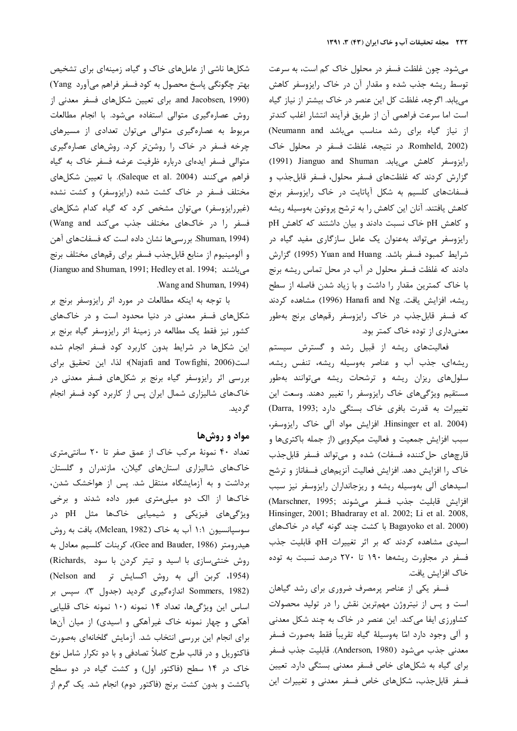می‌شود. چون غلظت فسفر در محلول خاک کم است، به سرعت توسط ریشه جذب شده و مقدار آن در خاک رایزوسفر کاهش می‌یابد. اگرچه، غلظت کل این عنصر در خاک بیشتر از نیاز گیاه است اما سرعت فراهمی آن از طریق فرآیند انتشار اغلب کندتر از نیاز گیاه برای رشد مناسب می‌باشد (Neumann and Romheld, 2002). در نتیجه، غلظت فسفر در محلول خاک رایزوسفر کاهش می‌یابد. Jianguo and Shuman (1991) گزارش کردند که غلظت‌های فسفر محلول، فسفر قابل‌جذب و فسفات‌های کلسیم به شکل آپاتایت در خاک رایزوسفر برنج کاهش یافتند. آنان این کاهش را به ترشح پروتون به‌وسیله ریشه و کاهش pH خاک نسبت دادند و بیان داشتند که کاهش pH رایزوسفر می‌تواند به‌عنوان یک عامل سازگاری مفید گیاه در شرایط کمبود فسفر باشد. Yuan and Huang (1995) گزارش دادند که غلظت فسفر محلول در آب در محل تماس ریشه برنج با خاک کمترین مقدار را داشت و با زیاد شدن فاصله از سطح ریشه، افزایش یافت. Hanafi and Ng (1996) مشاهده کردند که فسفر قابل‌جذب در خاک رایزوسفر رقم‌های برنج به‌طور معنی‌داری از توده خاک کمتر بود.

فعالیت‌های ریشه از قبیل رشد و گسترش سیستم ریشه‌ای، جذب آب و عناصر به‌وسیله ریشه، تنفس ریشه، سلول‌های ریزان ریشه و ترشحات ریشه می‌توانند به‌طور مستقیم ویژگی‌های خاک رایزوسفر را تغییر دهند. وسعت این تغییرات به قدرت بافری خاک بستگی دارد (Darra, 1993; Hinsinger et al. 2004). افزایش مواد آلی خاک رایزوسفر، سبب افزایش جمعیت و فعالیت میکروبی (از جمله باکتری‌ها و قارچ‌های حل‌کننده فسفات) شده و می‌تواند فسفر قابل‌جذب خاک را افزایش دهد. افزایش فعالیت آنزیم‌های فسفاتاز و ترشح اسیدهای آلی به‌وسیله ریشه و ریزجانداران رایزوسفر نیز سبب افزایش قابلیت جذب فسفر می‌شوند (Marschner, 1995; Hinsinger, 2001; Bhadraray et al. 2002; Li et al. 2008, Bagayoko et al. 2000) با کشت چند گونه گیاه در خاک‌های اسیدی مشاهده کردند که بر اثر تغییرات pH، قابلیت جذب فسفر در مجاورت ریشه‌ها ۱۹۰ تا ۲۷۰ درصد نسبت به توده خاک افزایش یافت.

فسفر یکی از عناصر پرمصرف ضروری برای رشد گیاهان است و پس از نیتروژن مهم‌ترین نقش را در تولید محصولات کشاورزی ایفا می‌کند. این عنصر در خاک به چند شکل معدنی و آلی وجود دارد امّا به‌وسیلهٔ گیاه تقریباً فقط به‌صورت فسفر معدنی جذب می‌شود (Anderson, 1980). قابلیت جذب فسفر برای گیاه به شکل‌های خاص فسفر معدنی بستگی دارد. تعیین فسفر قابل‌جذب، شکل‌های خاص فسفر معدنی و تغییرات این شکل‌ها ناشی از عامل‌های خاک و گیاه، زمینه‌ای برای تشخیص بهتر چگونگی پاسخ محصول به کود فسفر فراهم می‌آورد (Yang and Jacobsen, 1990). برای تعیین شکل‌های فسفر معدنی از روش عصاره‌گیری متوالی استفاده می‌شود. با انجام مطالعات مربوط به عصاره‌گیری متوالی می‌توان تعدادی از مسیرهای چرخه فسفر در خاک را روشن‌تر کرد. روش‌های عصاره‌گیری متوالی فسفر ایده‌ای درباره ظرفیت عرضه فسفر خاک به گیاه فراهم می‌کنند (Saleque et al. 2004). با تعیین شکل‌های مختلف فسفر در خاک کشت شده (رایزوسفر) و کشت نشده (غیررایزوسفر) می‌توان مشخص کرد که گیاه کدام شکل‌های فسفر را در خاک‌های مختلف جذب می‌کند (Wang and Shuman, 1994). بررسی‌ها نشان داده است که فسفات‌های آهن و آلومینیوم از منابع قابل‌جذب فسفر برای رقم‌های مختلف برنج می‌باشند (Jianguo and Shuman, 1991; Hedley et al. 1994; Wang and Shuman, 1994).

با توجه به اینکه مطالعات در مورد اثر رایزوسفر برنج بر شکل‌های فسفر معدنی در دنیا محدود است و در خاک‌های کشور نیز فقط یک مطالعه در زمینهٔ اثر رایزوسفر گیاه برنج بر این شکل‌ها در شرایط بدون کاربرد کود فسفر انجام شده است(Najafi and Towfighi, 2006)؛ لذا، این تحقیق برای بررسی اثر رایزوسفر گیاه برنج بر شکل‌های فسفر معدنی در خاک‌های شالیزاری شمال ایران پس از کاربرد کود فسفر انجام گردید.

## مواد و روش‌ها

تعداد ۴۰ نمونهٔ مرکب خاک از عمق صفر تا ۲۰ سانتی‌متری خاک‌های شالیزاری استان‌های گیلان، مازندران و گلستان برداشت و به آزمایشگاه منتقل شد. پس از هواخشک شدن، خاک‌ها از الک دو میلی‌متری عبور داده شدند و برخی ویژگی‌های فیزیکی و شیمیایی خاک‌ها مثل pH در سوسپانسیون ۱:۱ آب به خاک (Mclean, 1982)، بافت به روش هیدرومتر (Gee and Bauder, 1986)، کربنات کلسیم معادل به روش خنثی‌سازی با اسید و تیتر کردن با سود (Richards, 1954)، کربن آلی به روش اکسایش تر (Nelson and Sommers, 1982) اندازه‌گیری گردید (جدول ۳). سپس بر اساس این ویژگی‌ها، تعداد ۱۴ نمونه (۱۰ نمونه خاک قلیایی آهکی و چهار نمونه خاک غیرآهکی و اسیدی) از میان آن‌ها برای انجام این بررسی انتخاب شد. آزمایش گلخانه‌ای به‌صورت فاکتوریل و در قالب طرح کاملاً تصادفی و با دو تکرار شامل نوع خاک در ۱۴ سطح (فاکتور اول) و کشت گیاه در دو سطح باکشت و بدون کشت برنج (فاکتور دوم) انجام شد. یک گرم از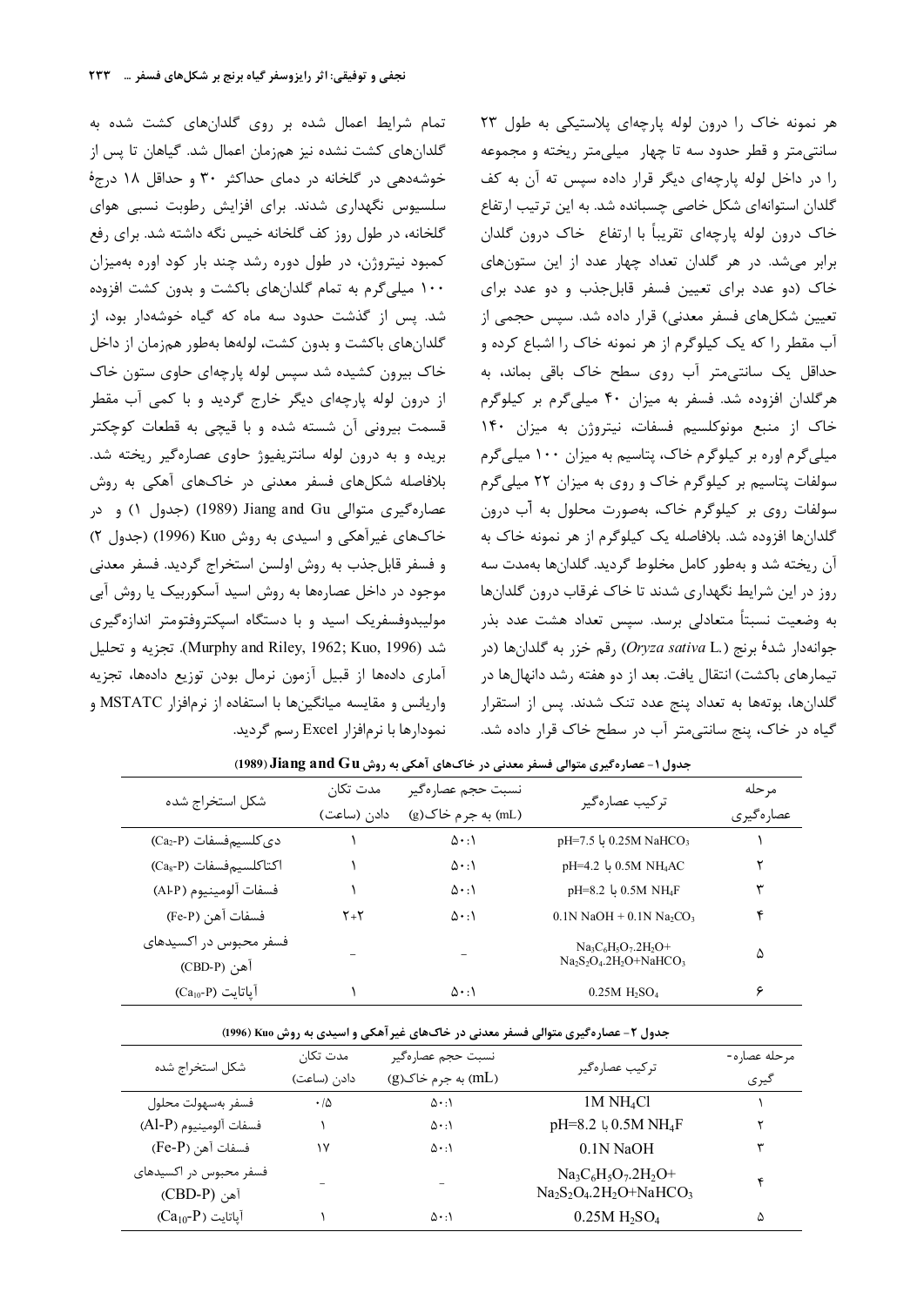هر نمونه خاک را درون لوله پارچه‌ای پلاستیکی به طول ۲۳ سانتی‌متر و قطر حدود سه تا چهار میلی‌متر ریخته و مجموعه را در داخل لوله پارچه‌ای دیگر قرار داده سپس ته آن به کف گلدان استوانه‌ای شکل خاصی چسبانده شد. به این ترتیب ارتفاع خاک درون لوله پارچه‌ای تقریباً با ارتفاع خاک درون گلدان برابر می‌شد. در هر گلدان تعداد چهار عدد از این ستون‌های خاک (دو عدد برای تعیین فسفر قابل‌جذب و دو عدد برای تعیین شکل‌های فسفر معدنی) قرار داده شد. سپس حجمی از آب مقطر را که یک کیلوگرم از هر نمونه خاک را اشباع کرده و حداقل یک سانتی‌متر آب روی سطح خاک باقی بماند، به هرگلدان افزوده شد. فسفر به میزان ۴۰ میلی‌گرم بر کیلوگرم خاک از منبع مونوکلسیم فسفات، نیتروژن به میزان ۱۴۰ میلی‌گرم اوره بر کیلوگرم خاک، پتاسیم به میزان ۱۰۰ میلی‌گرم سولفات پتاسیم بر کیلوگرم خاک و روی به میزان ۲۲ میلی‌گرم سولفات روی بر کیلوگرم خاک، به‌صورت محلول به آب درون گلدان‌ها افزوده شد. بلافاصله یک کیلوگرم از هر نمونه خاک به آن ریخته شد و به‌طور کامل مخلوط گردید. گلدان‌ها به‌مدت سه روز در این شرایط نگهداری شدند تا خاک غرقاب درون گلدان‌ها به وضعیت نسبتاً متعادلی برسد. سپس تعداد هشت عدد بذر جوانه‌دار شدهٔ برنج (*Oryza sativa* L.) رقم خزر به گلدان‌ها (در تیمارهای باکشت) انتقال یافت. بعد از دو هفته رشد دانهال‌ها در گلدان‌ها، بوته‌ها به تعداد پنج عدد تنک شدند. پس از استقرار گیاه در خاک، پنج سانتی‌متر آب در سطح خاک قرار داده شد.

تمام شرایط اعمال شده بر روی گلدان‌های کشت شده به گلدان‌های کشت نشده نیز هم‌زمان اعمال شد. گیاهان تا پس از خوشه‌دهی در گلخانه در دمای حداکثر ۳۰ و حداقل ۱۸ درجهٔ سلسیوس نگهداری شدند. برای افزایش رطوبت نسبی هوای گلخانه، در طول روز کف گلخانه خیس نگه داشته شد. برای رفع کمبود نیتروژن، در طول دوره رشد چند بار کود اوره به‌میزان ۱۰۰ میلی‌گرم به تمام گلدان‌های باکشت و بدون کشت افزوده شد. پس از گذشت حدود سه ماه که گیاه خوشه‌دار بود، از گلدان‌های باکشت و بدون کشت، لوله‌ها به‌طور هم‌زمان از داخل خاک بیرون کشیده شد سپس لوله پارچه‌ای حاوی ستون خاک از درون لوله پارچه‌ای دیگر خارج گردید و با کمی آب مقطر قسمت بیرونی آن شسته شده و با قیچی به قطعات کوچک‌تر بریده و به درون لوله سانتریفیوژ حاوی عصاره‌گیر ریخته شد. بلافاصله شکل‌های فسفر معدنی در خاک‌های آهکی به روش عصاره‌گیری متوالی Jiang and Gu (1989) (جدول ۱) و در خاک‌های غیرآهکی و اسیدی به روش Kuo (1996) (جدول ۲) و فسفر قابل‌جذب به روش اولسن استخراج گردید. فسفر معدنی موجود در داخل عصاره‌ها به روش اسید آسکوربیک یا روش آبی مولیبدوفسفریک اسید و با دستگاه اسپکتروفتومتر اندازه‌گیری شد (Murphy and Riley, 1962; Kuo, 1996). تجزیه و تحلیل آماری داده‌ها از قبیل آزمون نرمال بودن توزیع داده‌ها، تجزیه واریانس و مقایسه میانگین‌ها با استفاده از نرم‌افزار MSTATC و نمودارها با نرم‌افزار Excel رسم گردید.

**جدول ۱- عصاره‌گیری متوالی فسفر معدنی در خاک‌های آهکی به روش Jiang and Gu (1989)**

| مرحله عصاره‌گیری | ترکیب عصاره‌گیر | نسبت حجم عصاره‌گیر (mL) به جرم خاک(g) | مدت تکان دادن (ساعت) | شکل استخراج شده |
|---|---|---|---|---|
| ۱ | 0.25M $NaHCO_3$ با pH=7.5 | ۵۰:۱ | ۱ | دی‌کلسیم‌فسفات ($Ca_2$-P) |
| ۲ | 0.5M $NH_4AC$ با pH=4.2 | ۵۰:۱ | ۱ | اکتاکلسیم‌فسفات ($Ca_8$-P) |
| ۳ | 0.5M $NH_4F$ با pH=8.2 | ۵۰:۱ | ۱ | فسفات آلومینیوم (Al-P) |
| ۴ | 0.1N NaOH + 0.1N $Na_2CO_3$ | ۵۰:۱ | ۲+۲ | فسفات آهن (Fe-P) |
| ۵ | $Na_3C_6H_5O_7.2H_2O$+ $Na_2S_2O_4.2H_2O$+$NaHCO_3$ | – | – | فسفر محبوس در اکسیدهای آهن (CBD-P) |
| ۶ | 0.25M $H_2SO_4$ | ۵۰:۱ | ۱ | آپاتایت ($Ca_{10}$-P) |

**جدول ۲- عصاره‌گیری متوالی فسفر معدنی در خاک‌های غیرآهکی و اسیدی به روش Kuo (1996)**

| مرحله عصاره‌گیری | ترکیب عصاره‌گیر | نسبت حجم عصاره‌گیر (mL) به جرم خاک(g) | مدت تکان دادن (ساعت) | شکل استخراج شده |
|---|---|---|---|---|
| ۱ | 1M $NH_4Cl$ | ۵۰:۱ | ۰/۵ | فسفر به‌سهولت محلول |
| ۲ | 0.5M $NH_4F$ با pH=8.2 | ۵۰:۱ | ۱ | فسفات آلومینیوم (Al-P) |
| ۳ | 0.1N NaOH | ۵۰:۱ | ۱۷ | فسفات آهن (Fe-P) |
| ۴ | $Na_3C_6H_5O_7.2H_2O$+ $Na_2S_2O_4.2H_2O$+$NaHCO_3$ | – | – | فسفر محبوس در اکسیدهای آهن (CBD-P) |
| ۵ | 0.25M $H_2SO_4$ | ۵۰:۱ | ۱ | آپاتایت ($Ca_{10}$-P) |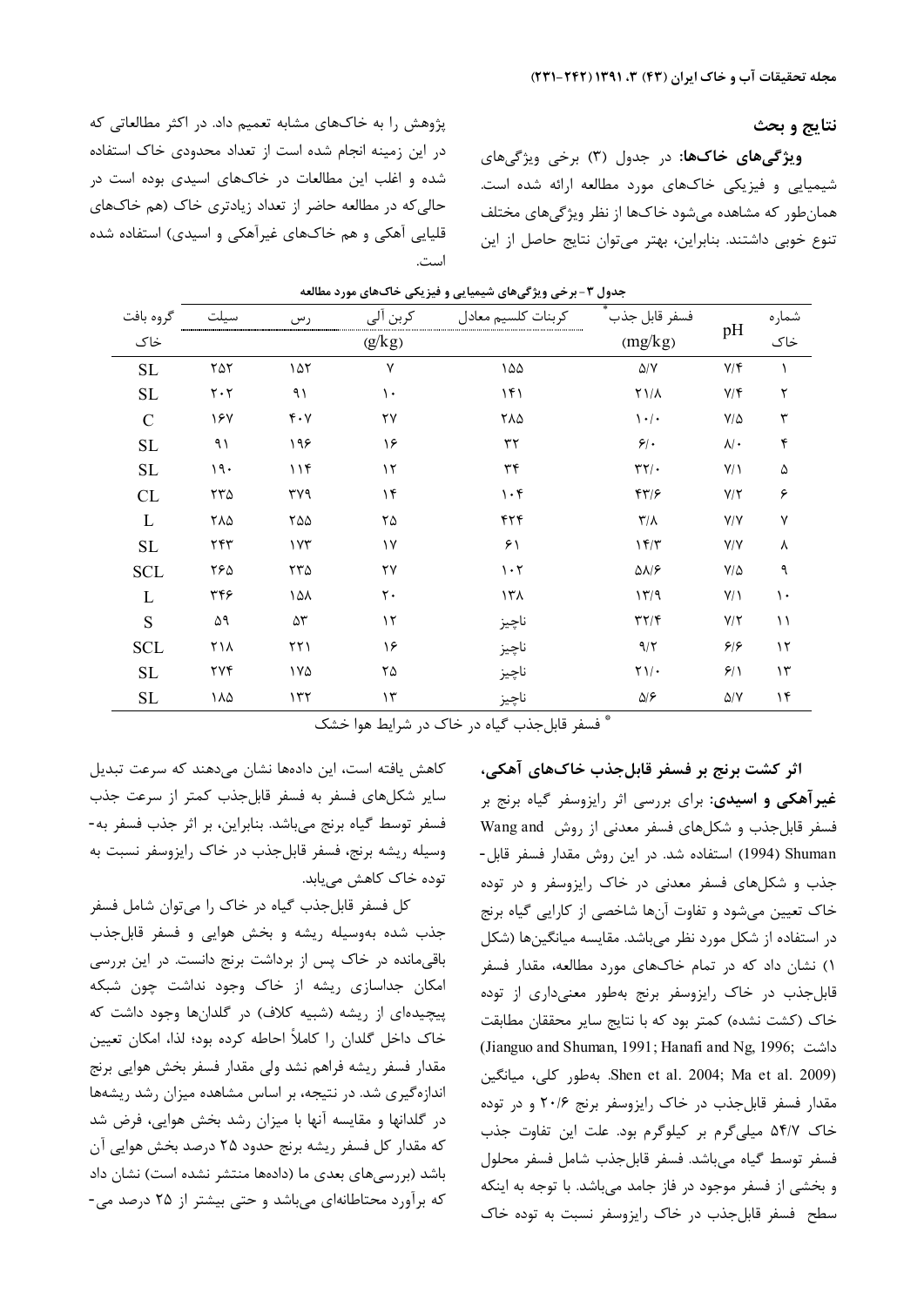## نتایج و بحث

**ویژگی‌های خاک‌ها:** در جدول (۳) برخی ویژگی‌های شیمیایی و فیزیکی خاک‌های مورد مطالعه ارائه شده است. همان‌طور که مشاهده می‌شود خاک‌ها از نظر ویژگی‌های مختلف تنوع خوبی داشتند. بنابراین، بهتر می‌توان نتایج حاصل از این پژوهش را به خاک‌های مشابه تعمیم داد. در اکثر مطالعاتی که در این زمینه انجام شده است از تعداد محدودی خاک استفاده شده و اغلب این مطالعات در خاک‌های اسیدی بوده است در حالی‌که در مطالعه حاضر از تعداد زیادتری خاک (هم خاک‌های قلیایی آهکی و هم خاک‌های غیرآهکی و اسیدی) استفاده شده است.

جدول ۳- برخی ویژگی‌های شیمیایی و فیزیکی خاک‌های مورد مطالعه

| شماره خاک | pH | فسفر قابل جذب* (mg/kg) | کربنات کلسیم معادل (g/kg) | کربن آلی (g/kg) | رس (g/kg) | سیلت (g/kg) | گروه بافت خاک |
|---|---|---|---|---|---|---|---|
| ۱ | ۷/۴ | ۵/۷ | ۱۵۵ | ۷ | ۱۵۲ | ۲۵۲ | SL |
| ۲ | ۷/۴ | ۲۱/۸ | ۱۴۱ | ۱۰ | ۹۱ | ۲۰۲ | SL |
| ۳ | ۷/۵ | ۱۰/۰ | ۲۸۵ | ۲۷ | ۴۰۷ | ۱۶۷ | C |
| ۴ | ۸/۰ | ۶/۰ | ۳۲ | ۱۶ | ۱۹۶ | ۹۱ | SL |
| ۵ | ۷/۱ | ۳۲/۰ | ۳۴ | ۱۲ | ۱۱۴ | ۱۹۰ | SL |
| ۶ | ۷/۲ | ۴۳/۶ | ۱۰۴ | ۱۴ | ۳۷۹ | ۲۳۵ | CL |
| ۷ | ۷/۷ | ۳/۸ | ۴۲۴ | ۲۵ | ۲۵۵ | ۲۸۵ | L |
| ۸ | ۷/۷ | ۱۴/۳ | ۶۱ | ۱۷ | ۱۷۳ | ۲۴۳ | SL |
| ۹ | ۷/۵ | ۵۸/۶ | ۱۰۲ | ۲۷ | ۲۳۵ | ۲۶۵ | SCL |
| ۱۰ | ۷/۱ | ۱۳/۹ | ۱۳۸ | ۲۰ | ۱۵۸ | ۳۴۶ | L |
| ۱۱ | ۷/۲ | ۳۲/۴ | ناچیز | ۱۲ | ۵۳ | ۵۹ | S |
| ۱۲ | ۶/۶ | ۹/۲ | ناچیز | ۱۶ | ۲۲۱ | ۲۱۸ | SCL |
| ۱۳ | ۶/۱ | ۲۱/۰ | ناچیز | ۲۵ | ۱۷۵ | ۲۷۴ | SL |
| ۱۴ | ۵/۷ | ۵/۶ | ناچیز | ۱۳ | ۱۳۲ | ۱۸۵ | SL |

* فسفر قابل‌جذب گیاه در خاک در شرایط هوا خشک

**اثر کشت برنج بر فسفر قابل‌جذب خاک‌های آهکی، غیرآهکی و اسیدی:** برای بررسی اثر رایزوسفر گیاه برنج بر فسفر قابل‌جذب و شکل‌های فسفر معدنی از روش Wang and Shuman (1994) استفاده شد. در این روش مقدار فسفر قابل‌جذب و شکل‌های فسفر معدنی در خاک رایزوسفر و در توده خاک تعیین می‌شود و تفاوت آن‌ها شاخصی از کارایی گیاه برنج در استفاده از شکل مورد نظر می‌باشد. مقایسه میانگین‌ها (شکل ۱) نشان داد که در تمام خاک‌های مورد مطالعه، مقدار فسفر قابل‌جذب در خاک رایزوسفر برنج به‌طور معنی‌داری از توده خاک (کشت نشده) کمتر بود که با نتایج سایر محققان مطابقت داشت (Jianguo and Shuman, 1991; Hanafi and Ng, 1996; Shen et al. 2004; Ma et al. 2009). به‌طور کلی، میانگین مقدار فسفر قابل‌جذب در خاک رایزوسفر برنج ۲۰/۶ و در توده خاک ۵۴/۷ میلی‌گرم بر کیلوگرم بود. علت این تفاوت جذب فسفر توسط گیاه می‌باشد. فسفر قابل‌جذب شامل فسفر محلول و بخشی از فسفر موجود در فاز جامد می‌باشد. با توجه به اینکه سطح فسفر قابل‌جذب در خاک رایزوسفر نسبت به توده خاک کاهش یافته است، این داده‌ها نشان می‌دهند که سرعت تبدیل سایر شکل‌های فسفر به فسفر قابل‌جذب کمتر از سرعت جذب فسفر توسط گیاه برنج می‌باشد. بنابراین، بر اثر جذب فسفر به‌وسیله ریشه برنج، فسفر قابل‌جذب در خاک رایزوسفر نسبت به توده خاک کاهش می‌یابد.

کل فسفر قابل‌جذب گیاه در خاک را می‌توان شامل فسفر جذب شده به‌وسیله ریشه و بخش هوایی و فسفر قابل‌جذب باقی‌مانده در خاک پس از برداشت برنج دانست. در این بررسی امکان جداسازی ریشه از خاک وجود نداشت چون شبکه پیچیده‌ای از ریشه (شبیه کلاف) در گلدان‌ها وجود داشت که خاک داخل گلدان را کاملاً احاطه کرده بود؛ لذا، امکان تعیین مقدار فسفر ریشه فراهم نشد ولی مقدار فسفر بخش هوایی برنج اندازه‌گیری شد. در نتیجه، بر اساس مشاهده میزان رشد ریشه‌ها در گلدانها و مقایسه آنها با میزان رشد بخش هوایی، فرض شد که مقدار کل فسفر ریشه برنج حدود ۲۵ درصد بخش هوایی آن باشد (بررسی‌های بعدی ما (داده‌ها منتشر نشده است) نشان داد که برآورد محتاطانه‌ای می‌باشد و حتی بیشتر از ۲۵ درصد می-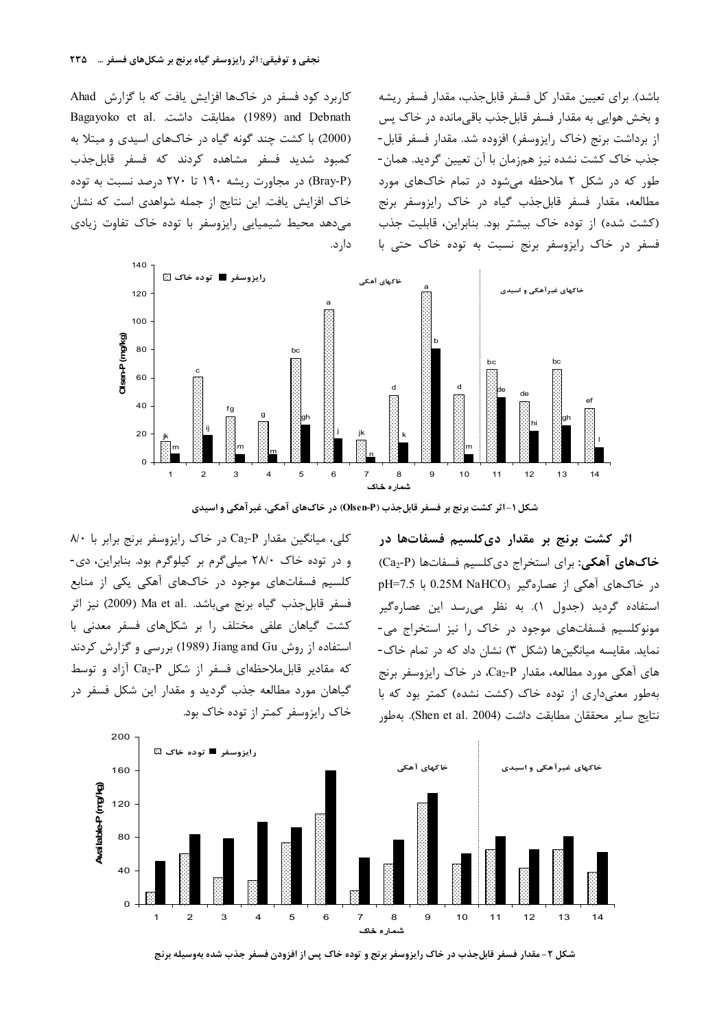باشد). برای تعیین مقدار کل فسفر قابل‌جذب، مقدار فسفر ریشه و بخش هوایی به مقدار فسفر قابل‌جذب باقی‌مانده در خاک پس از برداشت برنج (خاک رایزوسفر) افزوده شد. مقدار فسفر قابل-جذب خاک کشت نشده نیز هم‌زمان با آن تعیین گردید. همان-طور که در شکل ۲ ملاحظه می‌شود در تمام خاک‌های مورد مطالعه، مقدار فسفر قابل‌جذب گیاه در خاک رایزوسفر برنج (کشت شده) از توده خاک بیشتر بود. بنابراین، قابلیت جذب فسفر در خاک رایزوسفر برنج نسبت به توده خاک حتی با کاربرد کود فسفر در خاک‌ها افزایش یافت که با گزارش Ahad Bagayoko et al. (1989) and Debnath (2000) مطابقت داشت. با کشت چند گونه گیاه در خاک‌های اسیدی و مبتلا به کمبود شدید فسفر مشاهده کردند که فسفر قابل‌جذب (Bray-P) در مجاورت ریشه ۱۹۰ تا ۲۷۰ درصد نسبت به توده خاک افزایش یافت. این نتایج از جمله شواهدی است که نشان می‌دهد محیط شیمیایی رایزوسفر با توده خاک تفاوت زیادی دارد.

شکل ۱- اثر کشت برنج بر فسفر قابل‌جذب (Olsen-P) در خاک‌های آهکی، غیرآهکی و اسیدی

### اثر کشت برنج بر مقدار دی‌کلسیم فسفات‌ها در خاک‌های آهکی:

برای استخراج دی‌کلسیم فسفات‌ها ($Ca_2$-P) در خاک‌های آهکی از عصاره‌گیر 0.25M $NaHCO_3$ با pH=7.5 استفاده گردید (جدول ۱). به نظر می‌رسد این عصاره‌گیر مونوکلسیم فسفات‌های موجود در خاک را نیز استخراج می-نماید. مقایسه میانگین‌ها (شکل ۳) نشان داد که در تمام خاک-های آهکی مورد مطالعه، مقدار $Ca_2$-P، در خاک رایزوسفر برنج به‌طور معنی‌داری از توده خاک (کشت نشده) کمتر بود که با نتایج سایر محققان مطابقت داشت (Shen et al. 2004). به‌طور کلی، میانگین مقدار $Ca_2$-P در خاک رایزوسفر برنج برابر با ۸/۰ و در توده خاک ۲۸/۰ میلی‌گرم بر کیلوگرم بود. بنابراین، دی-کلسیم فسفات‌های موجود در خاک‌های آهکی یکی از منابع فسفر قابل‌جذب گیاه برنج می‌باشد. Ma et al. (2009) نیز اثر کشت گیاهان علفی مختلف را بر شکل‌های فسفر معدنی با استفاده از روش Jiang and Gu (1989) بررسی و گزارش کردند که مقادیر قابل‌ملاحظه‌ای فسفر از شکل $Ca_2$-P آزاد و توسط گیاهان مورد مطالعه جذب گردید و مقدار این شکل فسفر در خاک رایزوسفر کمتر از توده خاک بود.

شکل ۲- مقدار فسفر قابل‌جذب در خاک رایزوسفر برنج و توده خاک پس از افزودن فسفر جذب شده به‌وسیله برنج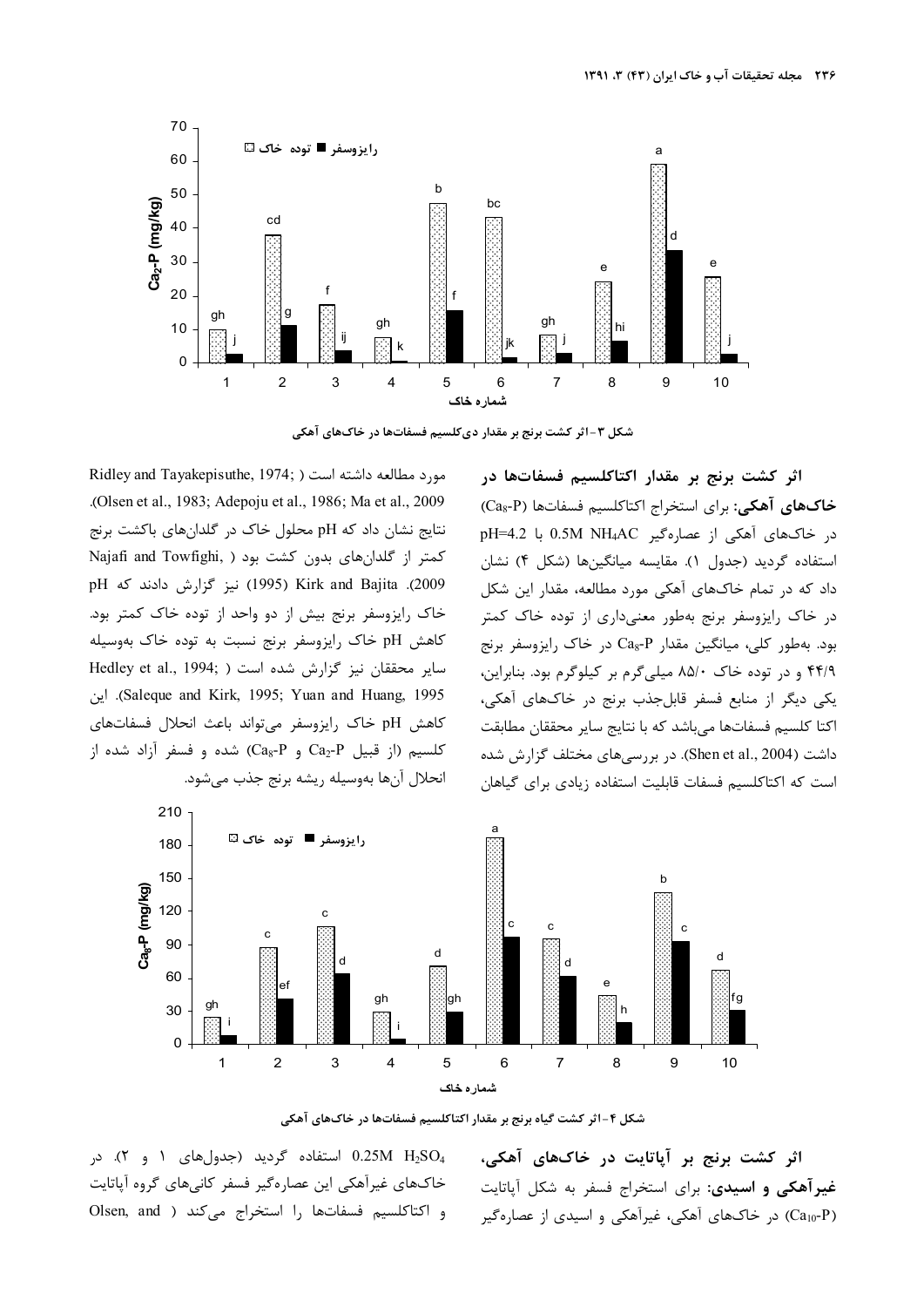شکل ۳- اثر کشت برنج بر مقدار دی‌کلسیم فسفات‌ها در خاک‌های آهکی

**اثر کشت برنج بر مقدار اکتاکلسیم فسفات‌ها در خاک‌های آهکی:** برای استخراج اکتاکلسیم فسفات‌ها ($Ca_8$-P) در خاک‌های آهکی از عصاره‌گیر 0.5M $NH_4AC$ با pH=4.2 استفاده گردید (جدول ۱). مقایسه میانگین‌ها (شکل ۴) نشان داد که در تمام خاک‌های آهکی مورد مطالعه، مقدار این شکل در خاک رایزوسفر برنج به‌طور معنی‌داری از توده خاک کمتر بود. به‌طور کلی، میانگین مقدار $Ca_8$-P در خاک رایزوسفر برنج ۴۴/۹ و در توده خاک ۸۵/۰ میلی‌گرم بر کیلوگرم بود. بنابراین، یکی دیگر از منابع فسفر قابل‌جذب برنج در خاک‌های آهکی، اکتا کلسیم فسفات‌ها می‌باشد که با نتایج سایر محققان مطابقت داشت (Shen et al., 2004). در بررسی‌های مختلف گزارش شده است که اکتاکلسیم فسفات قابلیت استفاده زیادی برای گیاهان مورد مطالعه داشته است (Ridley and Tayakepisuthe, 1974; Olsen et al., 1983; Adepoju et al., 1986; Ma et al., 2009). نتایج نشان داد که pH محلول خاک در گلدان‌های باکشت برنج کمتر از گلدان‌های بدون کشت بود (Najafi and Towfighi, 2009). Kirk and Bajita (1995) نیز گزارش دادند که pH خاک رایزوسفر برنج بیش از دو واحد از توده خاک کمتر بود. کاهش pH خاک رایزوسفر برنج نسبت به توده خاک به‌وسیله سایر محققان نیز گزارش شده است (Hedley et al., 1994; Saleque and Kirk, 1995; Yuan and Huang, 1995). این کاهش pH خاک رایزوسفر می‌تواند باعث انحلال فسفات‌های کلسیم (از قبیل $Ca_2$-P و $Ca_8$-P) شده و فسفر آزاد شده از انحلال آن‌ها به‌وسیله ریشه برنج جذب می‌شود.

شکل ۴- اثر کشت گیاه برنج بر مقدار اکتاکلسیم فسفات‌ها در خاک‌های آهکی

**اثر کشت برنج بر آپاتایت در خاک‌های آهکی، غیرآهکی و اسیدی:** برای استخراج فسفر به شکل آپاتایت ($Ca_{10}$-P) در خاک‌های آهکی، غیرآهکی و اسیدی از عصاره‌گیر 0.25M $H_2SO_4$ استفاده گردید (جدول‌های ۱ و ۲). در خاک‌های غیرآهکی این عصاره‌گیر فسفر کانی‌های گروه آپاتایت و اکتاکلسیم فسفات‌ها را استخراج می‌کند (Olsen, and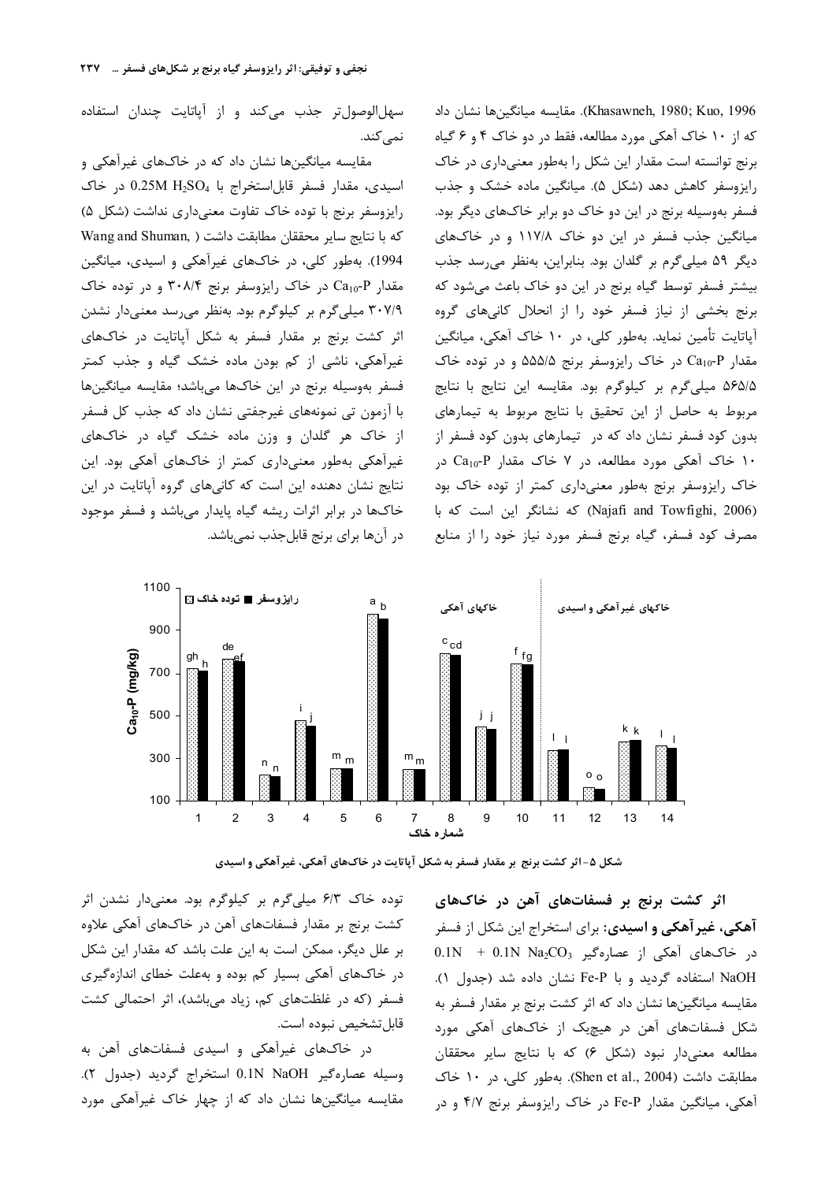Khasawneh, 1980; Kuo, 1996). مقایسه میانگین‌ها نشان داد که از ۱۰ خاک آهکی مورد مطالعه، فقط در دو خاک ۴ و ۶ گیاه برنج توانسته است مقدار این شکل را به‌طور معنی‌داری در خاک رایزوسفر کاهش دهد (شکل ۵). میانگین ماده خشک و جذب فسفر به‌وسیله برنج در این دو خاک دو برابر خاک‌های دیگر بود. میانگین جذب فسفر در این دو خاک ۱۱۷/۸ و در خاک‌های دیگر ۵۹ میلی‌گرم بر گلدان بود. بنابراین، به‌نظر می‌رسد جذب بیشتر فسفر توسط گیاه برنج در این دو خاک باعث می‌شود که برنج بخشی از نیاز فسفر خود را از انحلال کانی‌های گروه آپاتایت تأمین نماید. به‌طور کلی، در ۱۰ خاک آهکی، میانگین مقدار $Ca_{10}$-P در خاک رایزوسفر برنج ۵۵۵/۵ و در توده خاک ۵۶۵/۵ میلی‌گرم بر کیلوگرم بود. مقایسه این نتایج با نتایج مربوط به حاصل از این تحقیق با نتایج مربوط به تیمارهای بدون کود فسفر نشان داد که در تیمارهای بدون کود فسفر از ۱۰ خاک آهکی مورد مطالعه، در ۷ خاک مقدار $Ca_{10}$-P در خاک رایزوسفر برنج به‌طور معنی‌داری کمتر از توده خاک بود (Najafi and Towfighi, 2006) که نشانگر این است که با مصرف کود فسفر، گیاه برنج فسفر مورد نیاز خود را از منابع سهل‌الوصول‌تر جذب می‌کند و از آپاتایت چندان استفاده نمی‌کند.

مقایسه میانگین‌ها نشان داد که در خاک‌های غیرآهکی و اسیدی، مقدار فسفر قابل‌استخراج با $0.25M\ H_2SO_4$ در خاک رایزوسفر برنج با توده خاک تفاوت معنی‌داری نداشت (شکل ۵) که با نتایج سایر محققان مطابقت داشت (Wang and Shuman, 1994). به‌طور کلی، در خاک‌های غیرآهکی و اسیدی، میانگین مقدار $Ca_{10}$-P در خاک رایزوسفر برنج ۳۰۸/۴ و در توده خاک ۳۰۷/۹ میلی‌گرم بر کیلوگرم بود. به‌نظر می‌رسد معنی‌دار نشدن اثر کشت برنج بر مقدار فسفر به شکل آپاتایت در خاک‌های غیرآهکی، ناشی از کم بودن ماده خشک گیاه و جذب کمتر فسفر به‌وسیله برنج در این خاک‌ها می‌باشد؛ مقایسه میانگین‌ها با آزمون تی نمونه‌های غیرجفتی نشان داد که جذب کل فسفر از خاک هر گلدان و وزن ماده خشک گیاه در خاک‌های غیرآهکی به‌طور معنی‌داری کمتر از خاک‌های آهکی بود. این نتایج نشان دهنده این است که کانی‌های گروه آپاتایت در این خاک‌ها در برابر اثرات ریشه گیاه پایدار می‌باشد و فسفر موجود در آن‌ها برای برنج قابل‌جذب نمی‌باشد.

شکل ۵- اثر کشت برنج بر مقدار فسفر به شکل آپاتایت در خاک‌های آهکی، غیرآهکی و اسیدی

**اثر کشت برنج بر فسفات‌های آهن در خاک‌های آهکی، غیرآهکی و اسیدی:** برای استخراج این شکل از فسفر در خاک‌های آهکی از عصاره‌گیر $0.1N\ Na_2CO_3$ + $0.1N$ NaOH استفاده گردید و با Fe-P نشان داده شد (جدول ۱). مقایسه میانگین‌ها نشان داد که اثر کشت برنج بر مقدار فسفر به شکل فسفات‌های آهن در هیچ‌یک از خاک‌های آهکی مورد مطالعه معنی‌دار نبود (شکل ۶) که با نتایج سایر محققان مطابقت داشت (Shen et al., 2004). به‌طور کلی، در ۱۰ خاک آهکی، میانگین مقدار Fe-P در خاک رایزوسفر برنج ۴/۷ و در توده خاک ۶/۳ میلی‌گرم بر کیلوگرم بود. معنی‌دار نشدن اثر کشت برنج بر مقدار فسفات‌های آهن در خاک‌های آهکی علاوه بر علل دیگر، ممکن است به این علت باشد که مقدار این شکل در خاک‌های آهکی بسیار کم بوده و به‌علت خطای اندازه‌گیری فسفر (که در غلظت‌های کم، زیاد می‌باشد)، اثر احتمالی کشت قابل‌تشخیص نبوده است.

در خاک‌های غیرآهکی و اسیدی فسفات‌های آهن به وسیله عصاره‌گیر 0.1N NaOH استخراج گردید (جدول ۲). مقایسه میانگین‌ها نشان داد که از چهار خاک غیرآهکی مورد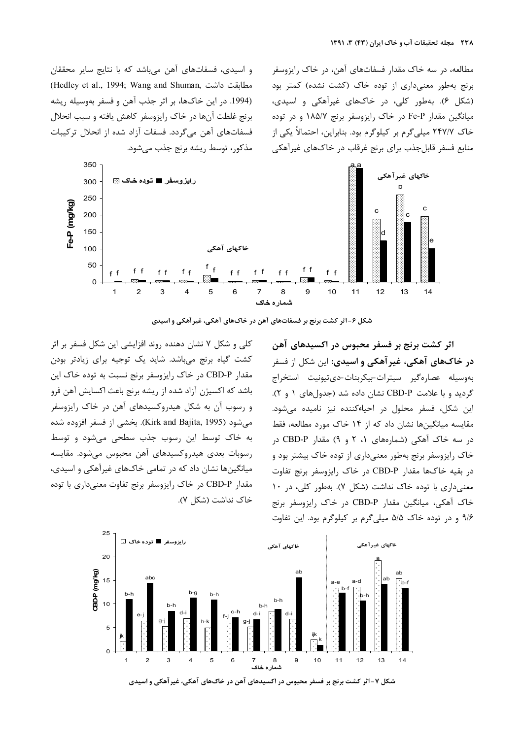مطالعه، در سه خاک مقدار فسفات‌های آهن، در خاک رایزوسفر برنج به‌طور معنی‌داری از توده خاک (کشت نشده) کمتر بود (شکل ۶). به‌طور کلی، در خاک‌های غیرآهکی و اسیدی، میانگین مقدار Fe-P در خاک رایزوسفر برنج ۱۸۵/۷ و در توده خاک ۲۴۷/۷ میلی‌گرم بر کیلوگرم بود. بنابراین، احتمالاً یکی از منابع فسفر قابل‌جذب برای برنج غرقاب در خاک‌های غیرآهکی و اسیدی، فسفات‌های آهن می‌باشد که با نتایج سایر محققان مطابقت داشت (Hedley et al., 1994; Wang and Shuman, 1994). در این خاک‌ها، بر اثر جذب آهن و فسفر به‌وسیله ریشه برنج غلظت آن‌ها در خاک رایزوسفر کاهش یافته و سبب انحلال فسفات‌های آهن می‌گردد. فسفات آزاد شده از انحلال ترکیبات مذکور، توسط ریشه برنج جذب می‌شود.

شکل ۶- اثر کشت برنج بر فسفات‌های آهن در خاک‌های آهکی، غیرآهکی و اسیدی

**اثر کشت برنج بر فسفر محبوس در اکسیدهای آهن در خاک‌های آهکی، غیرآهکی و اسیدی:** این شکل از فسفر به‌وسیله عصاره‌گیر سیترات-بیکربنات-دی‌تیونیت استخراج گردید و با علامت CBD-P نشان داده شد (جدول‌های ۱ و ۲). این شکل، فسفر محلول در احیاءکننده نیز نامیده می‌شود. مقایسه میانگین‌ها نشان داد که از ۱۴ خاک مورد مطالعه، فقط در سه خاک آهکی (شماره‌های ۱، ۲ و ۹) مقدار CBD-P در خاک رایزوسفر برنج به‌طور معنی‌داری از توده خاک بیشتر بود و در بقیه خاک‌ها مقدار CBD-P در خاک رایزوسفر برنج تفاوت معنی‌داری با توده خاک نداشت (شکل ۷). به‌طور کلی، در ۱۰ خاک آهکی، میانگین مقدار CBD-P در خاک رایزوسفر برنج ۹/۶ و در توده خاک ۵/۵ میلی‌گرم بر کیلوگرم بود. این تفاوت کلی و شکل ۷ نشان دهنده روند افزایشی این شکل فسفر بر اثر کشت گیاه برنج می‌باشد. شاید یک توجیه برای زیادتر بودن مقدار CBD-P در خاک رایزوسفر برنج نسبت به توده خاک این باشد که اکسیژن آزاد شده از ریشه برنج باعث اکسایش آهن فرو و رسوب آن به شکل هیدروکسیدهای آهن در خاک رایزوسفر می‌شود (Kirk and Bajita, 1995). بخشی از فسفر افزوده شده به خاک توسط این رسوب جذب سطحی می‌شود و توسط رسوبات بعدی هیدروکسیدهای آهن محبوس می‌شود. مقایسه میانگین‌ها نشان داد که در تمامی خاک‌های غیرآهکی و اسیدی، مقدار CBD-P در خاک رایزوسفر برنج تفاوت معنی‌داری با توده خاک نداشت (شکل ۷).

شکل ۷- اثر کشت برنج بر فسفر محبوس در اکسیدهای آهن در خاک‌های آهکی، غیرآهکی و اسیدی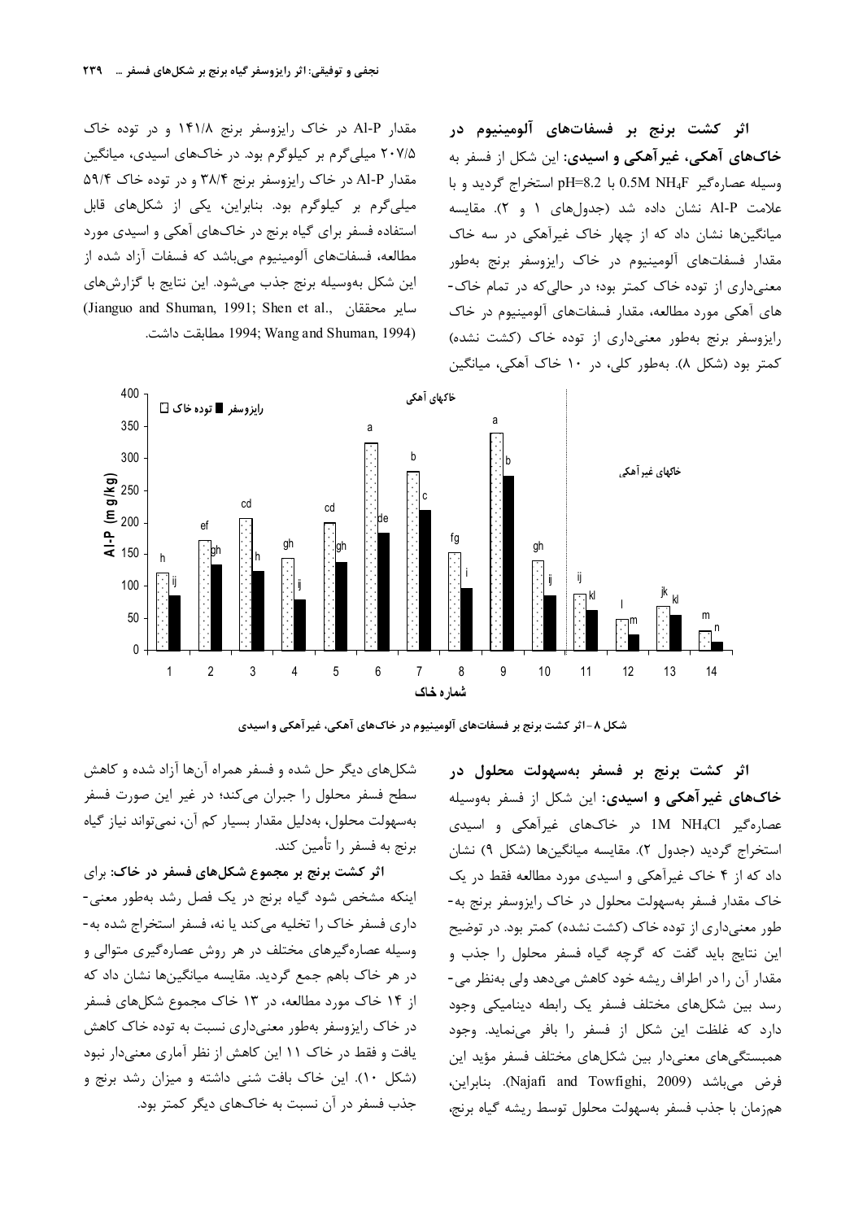**اثر کشت برنج بر فسفات‌های آلومینیوم در خاک‌های آهکی، غیرآهکی و اسیدی:** این شکل از فسفر به وسیله عصاره‌گیر $0.5M\ NH_4F$ با $pH=8.2$ استخراج گردید و با علامت Al-P نشان داده شد (جدول‌های ۱ و ۲). مقایسه میانگین‌ها نشان داد که از چهار خاک غیرآهکی در سه خاک مقدار فسفات‌های آلومینیوم در خاک رایزوسفر برنج به‌طور معنی‌داری از توده خاک کمتر بود؛ در حالی‌که در تمام خاک-های آهکی مورد مطالعه، مقدار فسفات‌های آلومینیوم در خاک رایزوسفر برنج به‌طور معنی‌داری از توده خاک (کشت نشده) کمتر بود (شکل ۸). به‌طور کلی، در ۱۰ خاک آهکی، میانگین مقدار Al-P در خاک رایزوسفر برنج ۱۴۱/۸ و در توده خاک ۲۰۷/۵ میلی‌گرم بر کیلوگرم بود. در خاک‌های اسیدی، میانگین مقدار Al-P در خاک رایزوسفر برنج ۳۸/۴ و در توده خاک ۵۹/۴ میلی‌گرم بر کیلوگرم بود. بنابراین، یکی از شکل‌های قابل استفاده فسفر برای گیاه برنج در خاک‌های آهکی و اسیدی مورد مطالعه، فسفات‌های آلومینیوم می‌باشد که فسفات آزاد شده از این شکل به‌وسیله برنج جذب می‌شود. این نتایج با گزارش‌های سایر محققان (Jianguo and Shuman, 1991; Shen et al., 1994; Wang and Shuman, 1994) مطابقت داشت.

شکل ۸- اثر کشت برنج بر فسفات‌های آلومینیوم در خاک‌های آهکی، غیرآهکی و اسیدی

**اثر کشت برنج بر فسفر به‌سهولت محلول در خاک‌های غیرآهکی و اسیدی:** این شکل از فسفر به‌وسیله عصاره‌گیر $1M\ NH_4Cl$ در خاک‌های غیرآهکی و اسیدی استخراج گردید (جدول ۲). مقایسه میانگین‌ها (شکل ۹) نشان داد که از ۴ خاک غیرآهکی و اسیدی مورد مطالعه فقط در یک خاک مقدار فسفر به‌سهولت محلول در خاک رایزوسفر برنج به-طور معنی‌داری از توده خاک (کشت نشده) کمتر بود. در توضیح این نتایج باید گفت که گرچه گیاه فسفر محلول را جذب و مقدار آن را در اطراف ریشه خود کاهش می‌دهد ولی به‌نظر می-رسد بین شکل‌های مختلف فسفر یک رابطه دینامیکی وجود دارد که غلظت این شکل از فسفر را بافر می‌نماید. وجود همبستگی‌های معنی‌دار بین شکل‌های مختلف فسفر مؤید این فرض می‌باشد (Najafi and Towfighi, 2009). بنابراین، هم‌زمان با جذب فسفر به‌سهولت محلول توسط ریشه گیاه برنج، شکل‌های دیگر حل شده و فسفر همراه آن‌ها آزاد شده و کاهش سطح فسفر محلول را جبران می‌کند؛ در غیر این صورت فسفر به‌سهولت محلول، به‌دلیل مقدار بسیار کم آن، نمی‌تواند نیاز گیاه برنج به فسفر را تأمین کند.

**اثر کشت برنج بر مجموع شکل‌های فسفر در خاک:** برای اینکه مشخص شود گیاه برنج در یک فصل رشد به‌طور معنی-داری فسفر خاک را تخلیه می‌کند یا نه، فسفر استخراج شده به-وسیله عصاره‌گیرهای مختلف در هر روش عصاره‌گیری متوالی و در هر خاک باهم جمع گردید. مقایسه میانگین‌ها نشان داد که از ۱۴ خاک مورد مطالعه، در ۱۳ خاک مجموع شکل‌های فسفر در خاک رایزوسفر به‌طور معنی‌داری نسبت به توده خاک کاهش یافت و فقط در خاک ۱۱ این کاهش از نظر آماری معنی‌دار نبود (شکل ۱۰). این خاک بافت شنی داشته و میزان رشد برنج و جذب فسفر در آن نسبت به خاک‌های دیگر کمتر بود.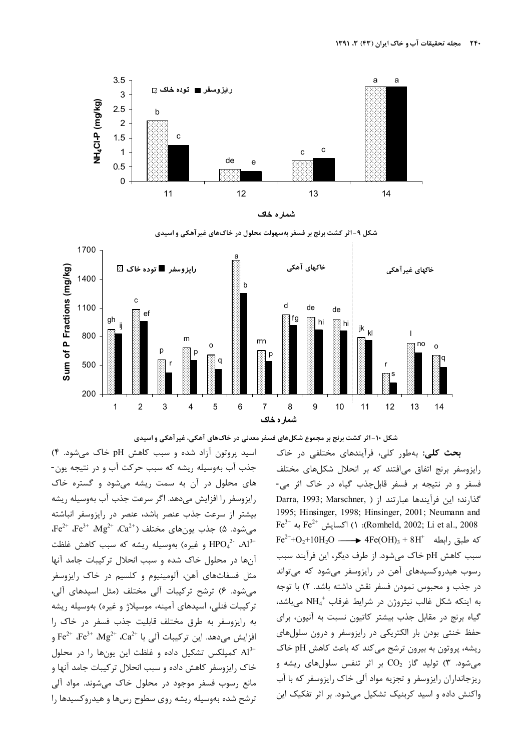شکل ۹- اثر کشت برنج بر فسفر به‌سهولت محلول در خاک‌های غیرآهکی و اسیدی

شکل ۱۰- اثر کشت برنج بر مجموع شکل‌های فسفر معدنی در خاک‌های آهکی، غیرآهکی و اسیدی

**بحث کلی:** به‌طور کلی، فرآیندهای مختلفی در خاک رایزوسفر برنج اتفاق می‌افتند که بر انحلال شکل‌های مختلف فسفر و در نتیجه بر فسفر قابل‌جذب گیاه در خاک اثر می‌گذارند؛ این فرآیندها عبارتند از (Darra, 1993; Marschner, 1995; Hinsinger, 1998; Hinsinger, 2001; Neumann and Romheld, 2002; Li et al., 2008): ۱) اکسایش $Fe^{2+}$ به $Fe^{3+}$ که طبق رابطه $Fe^{2+}+O_2+10H_2O \longrightarrow 4Fe(OH)_3 + 8H^+$ سبب کاهش pH خاک می‌شود. از طرف دیگر، این فرآیند سبب رسوب هیدروکسیدهای آهن در رایزوسفر می‌شود که می‌تواند در جذب و محبوس نمودن فسفر نقش داشته باشد. ۲) با توجه به اینکه شکل غالب نیتروژن در شرایط غرقاب $NH_4^+$ می‌باشد، گیاه برنج در مقابل جذب بیشتر کاتیون نسبت به آنیون، برای حفظ خنثی بودن بار الکتریکی در رایزوسفر و درون سلول‌های ریشه، پروتون به بیرون ترشح می‌کند که باعث کاهش pH خاک می‌شود. ۳) تولید گاز $CO_2$ بر اثر تنفس سلول‌های ریشه و ریزجانداران رایزوسفر و تجزیه مواد آلی خاک رایزوسفر که با آب واکنش داده و اسید کربنیک تشکیل می‌شود. بر اثر تفکیک این اسید پروتون آزاد شده و سبب کاهش pH خاک می‌شود. ۴) جذب آب به‌وسیله ریشه که سبب حرکت آب و در نتیجه یون‌های محلول در آن به سمت ریشه می‌شود و گستره خاک رایزوسفر را افزایش می‌دهد. اگر سرعت جذب آب به‌وسیله ریشه بیشتر از سرعت جذب عنصر باشد، عنصر در رایزوسفر انباشته می‌شود. ۵) جذب یون‌های مختلف ($Ca^{2+}$، $Mg^{2+}$، $Fe^{3+}$، $Fe^{2+}$، $Al^{3+}$، $HPO_4^{2-}$ و غیره) به‌وسیله ریشه که سبب کاهش غلظت آن‌ها در محلول خاک شده و سبب انحلال ترکیبات جامد آنها مثل فسفات‌های آهن، آلومینیوم و کلسیم در خاک رایزوسفر می‌شود. ۶) ترشح ترکیبات آلی مختلف (مثل اسیدهای آلی، ترکیبات فنلی، اسیدهای آمینه، موسیلاژ و غیره) به‌وسیله ریشه به رایزوسفر به طرق مختلف قابلیت جذب فسفر در خاک را افزایش می‌دهد. این ترکیبات آلی با $Ca^{2+}$، $Mg^{2+}$، $Fe^{3+}$، $Fe^{2+}$ و $Al^{3+}$ کمپلکس تشکیل داده و غلظت این یون‌ها را در محلول خاک رایزوسفر کاهش داده و سبب انحلال ترکیبات جامد آنها و مانع رسوب فسفر موجود در محلول خاک می‌شوند. مواد آلی ترشح شده به‌وسیله ریشه روی سطوح رس‌ها و هیدروکسیدها را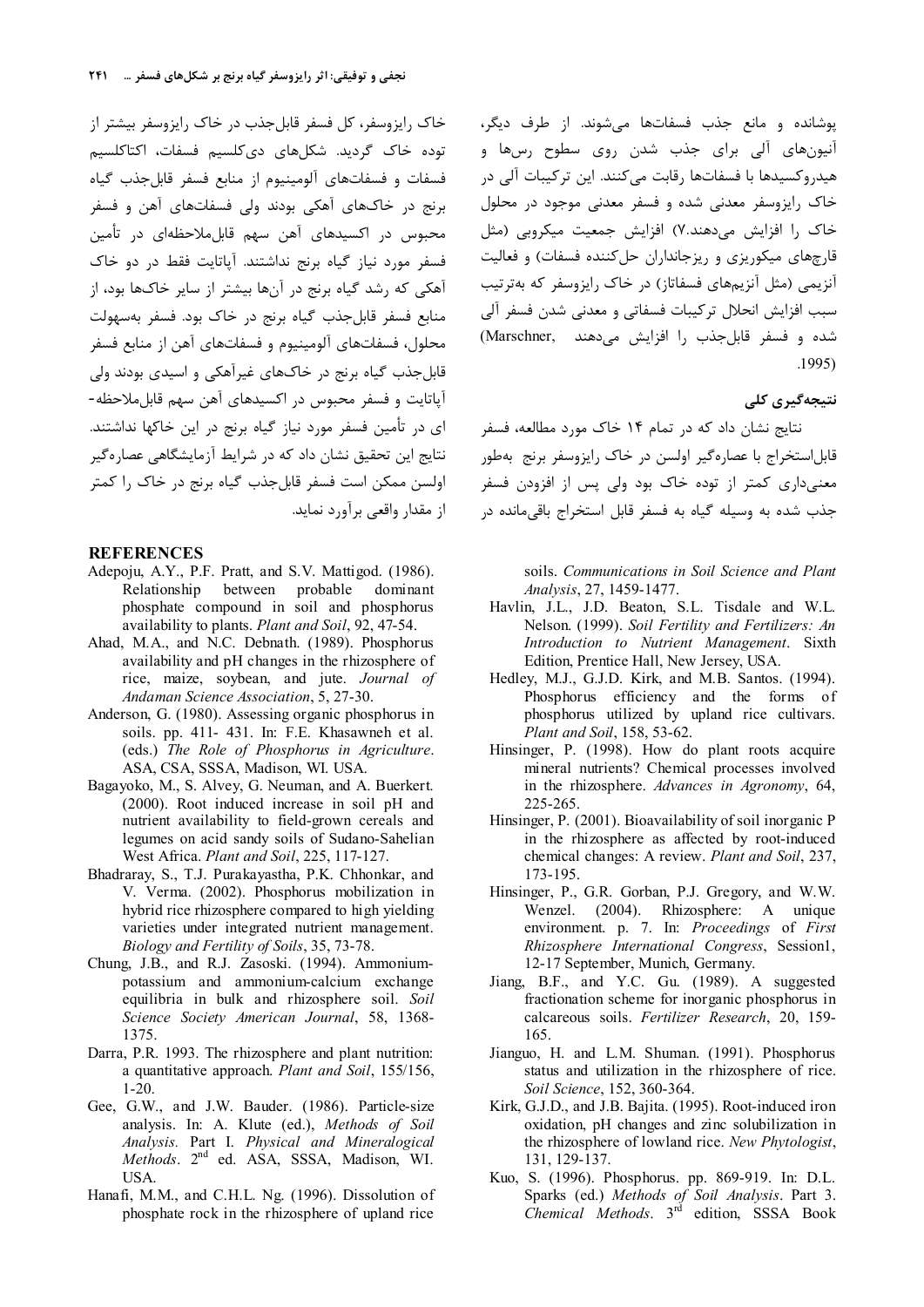پوشانده و مانع جذب فسفات‌ها می‌شوند. از طرف دیگر، آنیون‌های آلی برای جذب شدن روی سطوح رس‌ها و هیدروکسیدها با فسفات‌ها رقابت می‌کنند. این ترکیبات آلی در خاک رایزوسفر معدنی شده و فسفر معدنی موجود در محلول خاک را افزایش می‌دهند.۷) افزایش جمعیت میکروبی (مثل قارچ‌های میکوریزی و ریزجانداران حل‌کننده فسفات) و فعالیت آنزیمی (مثل آنزیم‌های فسفاتاز) در خاک رایزوسفر که به‌ترتیب سبب افزایش انحلال ترکیبات فسفاتی و معدنی شدن فسفر آلی شده و فسفر قابل‌جذب را افزایش می‌دهند (Marschner, 1995).

## نتیجه‌گیری کلی

نتایج نشان داد که در تمام ۱۴ خاک مورد مطالعه، فسفر قابل‌استخراج با عصاره‌گیر اولسن در خاک رایزوسفر برنج به‌طور معنی‌داری کمتر از توده خاک بود ولی پس از افزودن فسفر جذب شده به وسیله گیاه به فسفر قابل استخراج باقی‌مانده در خاک رایزوسفر، کل فسفر قابل‌جذب در خاک رایزوسفر بیشتر از توده خاک گردید. شکل‌های دی‌کلسیم فسفات، اکتاکلسیم فسفات و فسفات‌های آلومینیوم از منابع فسفر قابل‌جذب گیاه برنج در خاک‌های آهکی بودند ولی فسفات‌های آهن و فسفر محبوس در اکسیدهای آهن سهم قابل‌ملاحظه‌ای در تأمین فسفر مورد نیاز گیاه برنج نداشتند. آپاتایت فقط در دو خاک آهکی که رشد گیاه برنج در آن‌ها بیشتر از سایر خاک‌ها بود، از منابع فسفر قابل‌جذب گیاه برنج در خاک بود. فسفر به‌سهولت محلول، فسفات‌های آلومینیوم و فسفات‌های آهن از منابع فسفر قابل‌جذب گیاه برنج در خاک‌های غیرآهکی و اسیدی بودند ولی آپاتایت و فسفر محبوس در اکسیدهای آهن سهم قابل‌ملاحظه‌ای در تأمین فسفر مورد نیاز گیاه برنج در این خاکها نداشتند. نتایج این تحقیق نشان داد که در شرایط آزمایشگاهی عصاره‌گیر اولسن ممکن است فسفر قابل‌جذب گیاه برنج در خاک را کمتر از مقدار واقعی برآورد نماید.

## REFERENCES

Adepoju, A.Y., P.F. Pratt, and S.V. Mattigod. (1986). Relationship between probable dominant phosphate compound in soil and phosphorus availability to plants. *Plant and Soil*, 92, 47-54.

Ahad, M.A., and N.C. Debnath. (1989). Phosphorus availability and pH changes in the rhizosphere of rice, maize, soybean, and jute. *Journal of Andaman Science Association*, 5, 27-30.

Anderson, G. (1980). Assessing organic phosphorus in soils. pp. 411- 431. In: F.E. Khasawneh et al. (eds.) *The Role of Phosphorus in Agriculture*. ASA, CSA, SSSA, Madison, WI. USA.

Bagayoko, M., S. Alvey, G. Neuman, and A. Buerkert. (2000). Root induced increase in soil pH and nutrient availability to field-grown cereals and legumes on acid sandy soils of Sudano-Sahelian West Africa. *Plant and Soil*, 225, 117-127.

Bhadraray, S., T.J. Purakayastha, P.K. Chhonkar, and V. Verma. (2002). Phosphorus mobilization in hybrid rice rhizosphere compared to high yielding varieties under integrated nutrient management. *Biology and Fertility of Soils*, 35, 73-78.

Chung, J.B., and R.J. Zasoski. (1994). Ammonium-potassium and ammonium-calcium exchange equilibria in bulk and rhizosphere soil. *Soil Science Society American Journal*, 58, 1368-1375.

Darra, P.R. 1993. The rhizosphere and plant nutrition: a quantitative approach. *Plant and Soil*, 155/156, 1-20.

Gee, G.W., and J.W. Bauder. (1986). Particle-size analysis. In: A. Klute (ed.), *Methods of Soil Analysis.* Part I. *Physical and Mineralogical Methods*. 2nd ed. ASA, SSSA, Madison, WI. USA.

Hanafi, M.M., and C.H.L. Ng. (1996). Dissolution of phosphate rock in the rhizosphere of upland rice soils. *Communications in Soil Science and Plant Analysis*, 27, 1459-1477.

Havlin, J.L., J.D. Beaton, S.L. Tisdale and W.L. Nelson. (1999). *Soil Fertility and Fertilizers: An Introduction to Nutrient Management*. Sixth Edition, Prentice Hall, New Jersey, USA.

Hedley, M.J., G.J.D. Kirk, and M.B. Santos. (1994). Phosphorus efficiency and the forms of phosphorus utilized by upland rice cultivars. *Plant and Soil*, 158, 53-62.

Hinsinger, P. (1998). How do plant roots acquire mineral nutrients? Chemical processes involved in the rhizosphere. *Advances in Agronomy*, 64, 225-265.

Hinsinger, P. (2001). Bioavailability of soil inorganic P in the rhizosphere as affected by root-induced chemical changes: A review. *Plant and Soil*, 237, 173-195.

Hinsinger, P., G.R. Gorban, P.J. Gregory, and W.W. Wenzel. (2004). Rhizosphere: A unique environment. p. 7. In: *Proceedings* of *First Rhizosphere International Congress*, Session1, 12-17 September, Munich, Germany.

Jiang, B.F., and Y.C. Gu. (1989). A suggested fractionation scheme for inorganic phosphorus in calcareous soils. *Fertilizer Research*, 20, 159-165.

Jianguo, H. and L.M. Shuman. (1991). Phosphorus status and utilization in the rhizosphere of rice. *Soil Science*, 152, 360-364.

Kirk, G.J.D., and J.B. Bajita. (1995). Root-induced iron oxidation, pH changes and zinc solubilization in the rhizosphere of lowland rice. *New Phytologist*, 131, 129-137.

Kuo, S. (1996). Phosphorus. pp. 869-919. In: D.L. Sparks (ed.) *Methods of Soil Analysis*. Part 3. *Chemical Methods*. 3rd edition, SSSA Book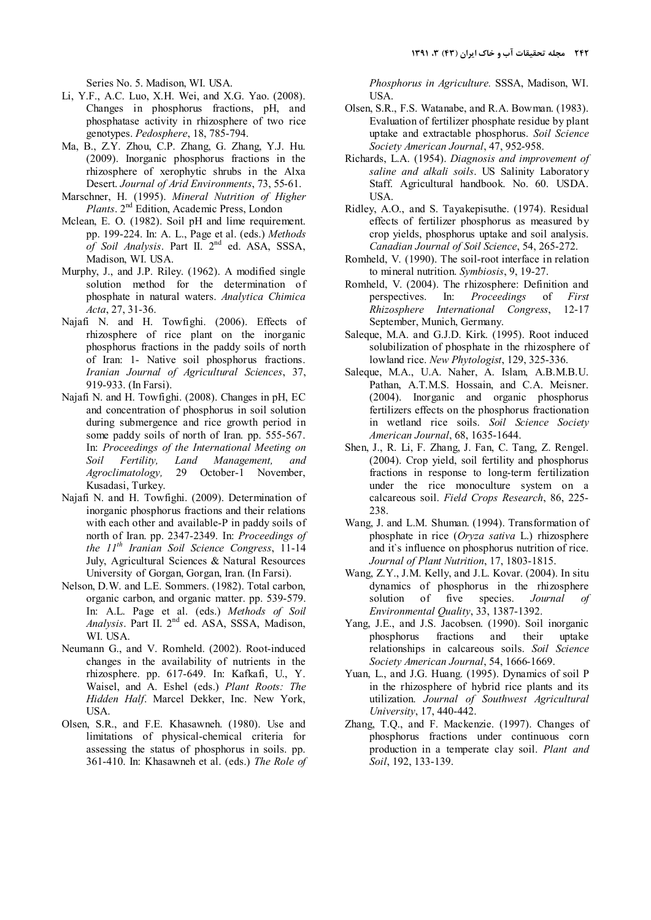Series No. 5. Madison, WI. USA.

Li, Y.F., A.C. Luo, X.H. Wei, and X.G. Yao. (2008). Changes in phosphorus fractions, pH, and phosphatase activity in rhizosphere of two rice genotypes. *Pedosphere*, 18, 785-794.

Ma, B., Z.Y. Zhou, C.P. Zhang, G. Zhang, Y.J. Hu. (2009). Inorganic phosphorus fractions in the rhizosphere of xerophytic shrubs in the Alxa Desert. *Journal of Arid Environments*, 73, 55-61.

Marschner, H. (1995). *Mineral Nutrition of Higher Plants*. 2nd Edition, Academic Press, London

Mclean, E. O. (1982). Soil pH and lime requirement. pp. 199-224. In: A. L., Page et al. (eds.) *Methods of Soil Analysis*. Part II. 2nd ed. ASA, SSSA, Madison, WI. USA.

Murphy, J., and J.P. Riley. (1962). A modified single solution method for the determination of phosphate in natural waters. *Analytica Chimica Acta*, 27, 31-36.

Najafi N. and H. Towfighi. (2006). Effects of rhizosphere of rice plant on the inorganic phosphorus fractions in the paddy soils of north of Iran: 1- Native soil phosphorus fractions. *Iranian Journal of Agricultural Sciences*, 37, 919-933. (In Farsi).

Najafi N. and H. Towfighi. (2008). Changes in pH, EC and concentration of phosphorus in soil solution during submergence and rice growth period in some paddy soils of north of Iran. pp. 555-567. In: *Proceedings of the International Meeting on Soil Fertility, Land Management, and Agroclimatology,* 29 October-1 November, Kusadasi, Turkey.

Najafi N. and H. Towfighi. (2009). Determination of inorganic phosphorus fractions and their relations with each other and available-P in paddy soils of north of Iran. pp. 2347-2349. In: *Proceedings of the 11th Iranian Soil Science Congress*, 11-14 July, Agricultural Sciences & Natural Resources University of Gorgan, Gorgan, Iran. (In Farsi).

Nelson, D.W. and L.E. Sommers. (1982). Total carbon, organic carbon, and organic matter. pp. 539-579. In: A.L. Page et al. (eds.) *Methods of Soil Analysis*. Part II. 2nd ed. ASA, SSSA, Madison, WI. USA.

Neumann G., and V. Romheld. (2002). Root-induced changes in the availability of nutrients in the rhizosphere. pp. 617-649. In: Kafkafi, U., Y. Waisel, and A. Eshel (eds.) *Plant Roots: The Hidden Half*. Marcel Dekker, Inc. New York, USA.

Olsen, S.R., and F.E. Khasawneh. (1980). Use and limitations of physical-chemical criteria for assessing the status of phosphorus in soils. pp. 361-410. In: Khasawneh et al. (eds.) *The Role of Phosphorus in Agriculture.* SSSA, Madison, WI. USA.

Olsen, S.R., F.S. Watanabe, and R.A. Bowman. (1983). Evaluation of fertilizer phosphate residue by plant uptake and extractable phosphorus. *Soil Science Society American Journal*, 47, 952-958.

Richards, L.A. (1954). *Diagnosis and improvement of saline and alkali soils*. US Salinity Laboratory Staff. Agricultural handbook. No. 60. USDA. USA.

Ridley, A.O., and S. Tayakepisuthe. (1974). Residual effects of fertilizer phosphorus as measured by crop yields, phosphorus uptake and soil analysis. *Canadian Journal of Soil Science*, 54, 265-272.

Romheld, V. (1990). The soil-root interface in relation to mineral nutrition. *Symbiosis*, 9, 19-27.

Romheld, V. (2004). The rhizosphere: Definition and perspectives. In: *Proceedings of First Rhizosphere International Congress*, 12-17 September, Munich, Germany.

Saleque, M.A. and G.J.D. Kirk. (1995). Root induced solubilization of phosphate in the rhizosphere of lowland rice. *New Phytologist*, 129, 325-336.

Saleque, M.A., U.A. Naher, A. Islam, A.B.M.B.U. Pathan, A.T.M.S. Hossain, and C.A. Meisner. (2004). Inorganic and organic phosphorus fertilizers effects on the phosphorus fractionation in wetland rice soils. *Soil Science Society American Journal*, 68, 1635-1644.

Shen, J., R. Li, F. Zhang, J. Fan, C. Tang, Z. Rengel. (2004). Crop yield, soil fertility and phosphorus fractions in response to long-term fertilization under the rice monoculture system on a calcareous soil. *Field Crops Research*, 86, 225-238.

Wang, J. and L.M. Shuman. (1994). Transformation of phosphate in rice (*Oryza sativa* L.) rhizosphere and it`s influence on phosphorus nutrition of rice. *Journal of Plant Nutrition*, 17, 1803-1815.

Wang, Z.Y., J.M. Kelly, and J.L. Kovar. (2004). In situ dynamics of phosphorus in the rhizosphere solution of five species. *Journal of Environmental Quality*, 33, 1387-1392.

Yang, J.E., and J.S. Jacobsen. (1990). Soil inorganic phosphorus fractions and their uptake relationships in calcareous soils. *Soil Science Society American Journal*, 54, 1666-1669.

Yuan, L., and J.G. Huang. (1995). Dynamics of soil P in the rhizosphere of hybrid rice plants and its utilization. *Journal of Southwest Agricultural University*, 17, 440-442.

Zhang, T.Q., and F. Mackenzie. (1997). Changes of phosphorus fractions under continuous corn production in a temperate clay soil. *Plant and Soil*, 192, 133-139.